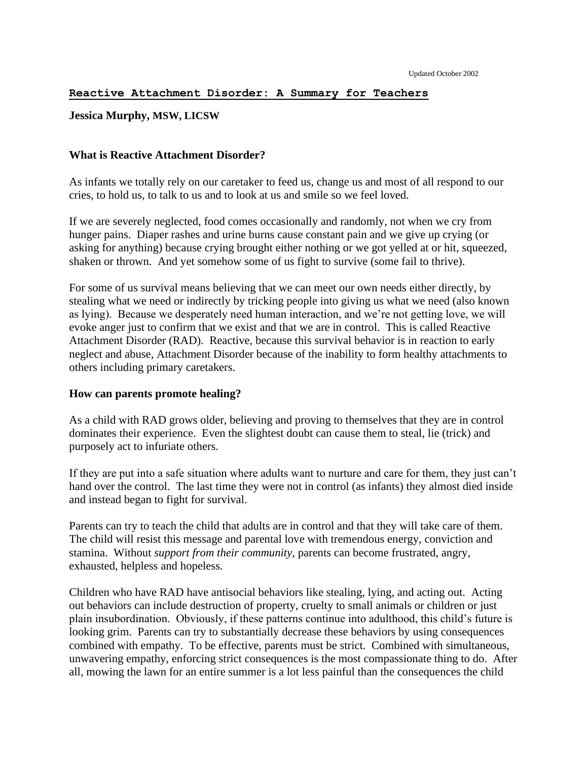Updated October 2002

# Reactive Attachment Disorder: A Summary for Teachers

**Jessica Murphy, MSW, LICSW**

## What is Reactive Attachment Disorder?

As infants we totally rely on our caretaker to feed us, change us and most of all respond to our cries, to hold us, to talk to us and to look at us and smile so we feel loved.

If we are severely neglected, food comes occasionally and randomly, not when we cry from hunger pains. Diaper rashes and urine burns cause constant pain and we give up crying (or asking for anything) because crying brought either nothing or we got yelled at or hit, squeezed, shaken or thrown. And yet somehow some of us fight to survive (some fail to thrive).

For some of us survival means believing that we can meet our own needs either directly, by stealing what we need or indirectly by tricking people into giving us what we need (also known as lying). Because we desperately need human interaction, and we're not getting love, we will evoke anger just to confirm that we exist and that we are in control. This is called Reactive Attachment Disorder (RAD). Reactive, because this survival behavior is in reaction to early neglect and abuse, Attachment Disorder because of the inability to form healthy attachments to others including primary caretakers.

## How can parents promote healing?

As a child with RAD grows older, believing and proving to themselves that they are in control dominates their experience. Even the slightest doubt can cause them to steal, lie (trick) and purposely act to infuriate others.

If they are put into a safe situation where adults want to nurture and care for them, they just can't hand over the control. The last time they were not in control (as infants) they almost died inside and instead began to fight for survival.

Parents can try to teach the child that adults are in control and that they will take care of them. The child will resist this message and parental love with tremendous energy, conviction and stamina. Without *support from their community*, parents can become frustrated, angry, exhausted, helpless and hopeless.

Children who have RAD have antisocial behaviors like stealing, lying, and acting out. Acting out behaviors can include destruction of property, cruelty to small animals or children or just plain insubordination. Obviously, if these patterns continue into adulthood, this child's future is looking grim. Parents can try to substantially decrease these behaviors by using consequences combined with empathy. To be effective, parents must be strict. Combined with simultaneous, unwavering empathy, enforcing strict consequences is the most compassionate thing to do. After all, mowing the lawn for an entire summer is a lot less painful than the consequences the child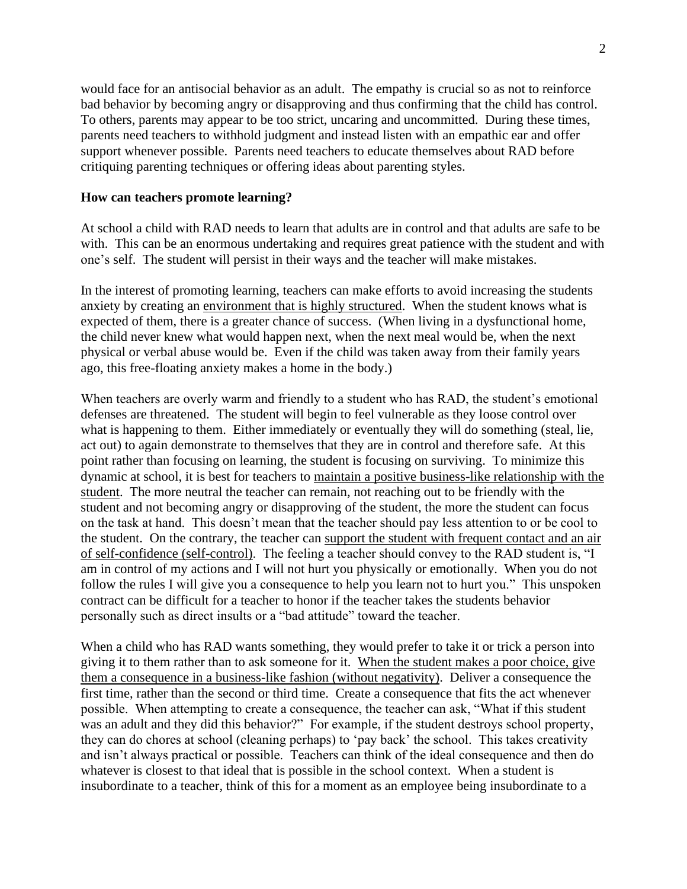would face for an antisocial behavior as an adult. The empathy is crucial so as not to reinforce bad behavior by becoming angry or disapproving and thus confirming that the child has control. To others, parents may appear to be too strict, uncaring and uncommitted. During these times, parents need teachers to withhold judgment and instead listen with an empathic ear and offer support whenever possible. Parents need teachers to educate themselves about RAD before critiquing parenting techniques or offering ideas about parenting styles.

**How can teachers promote learning?**

At school a child with RAD needs to learn that adults are in control and that adults are safe to be with. This can be an enormous undertaking and requires great patience with the student and with one's self. The student will persist in their ways and the teacher will make mistakes.

In the interest of promoting learning, teachers can make efforts to avoid increasing the students anxiety by creating an <u>environment that is highly structured</u>. When the student knows what is expected of them, there is a greater chance of success. (When living in a dysfunctional home, the child never knew what would happen next, when the next meal would be, when the next physical or verbal abuse would be. Even if the child was taken away from their family years ago, this free-floating anxiety makes a home in the body.)

When teachers are overly warm and friendly to a student who has RAD, the student's emotional defenses are threatened. The student will begin to feel vulnerable as they loose control over what is happening to them. Either immediately or eventually they will do something (steal, lie, act out) to again demonstrate to themselves that they are in control and therefore safe. At this point rather than focusing on learning, the student is focusing on surviving. To minimize this dynamic at school, it is best for teachers to <u>maintain a positive business-like relationship with the student</u>. The more neutral the teacher can remain, not reaching out to be friendly with the student and not becoming angry or disapproving of the student, the more the student can focus on the task at hand. This doesn't mean that the teacher should pay less attention to or be cool to the student. On the contrary, the teacher can <u>support the student with frequent contact and an air of self-confidence (self-control)</u>. The feeling a teacher should convey to the RAD student is, "I am in control of my actions and I will not hurt you physically or emotionally. When you do not follow the rules I will give you a consequence to help you learn not to hurt you." This unspoken contract can be difficult for a teacher to honor if the teacher takes the students behavior personally such as direct insults or a "bad attitude" toward the teacher.

When a child who has RAD wants something, they would prefer to take it or trick a person into giving it to them rather than to ask someone for it. <u>When the student makes a poor choice, give them a consequence in a business-like fashion (without negativity)</u>. Deliver a consequence the first time, rather than the second or third time. Create a consequence that fits the act whenever possible. When attempting to create a consequence, the teacher can ask, "What if this student was an adult and they did this behavior?" For example, if the student destroys school property, they can do chores at school (cleaning perhaps) to 'pay back' the school. This takes creativity and isn't always practical or possible. Teachers can think of the ideal consequence and then do whatever is closest to that ideal that is possible in the school context. When a student is insubordinate to a teacher, think of this for a moment as an employee being insubordinate to a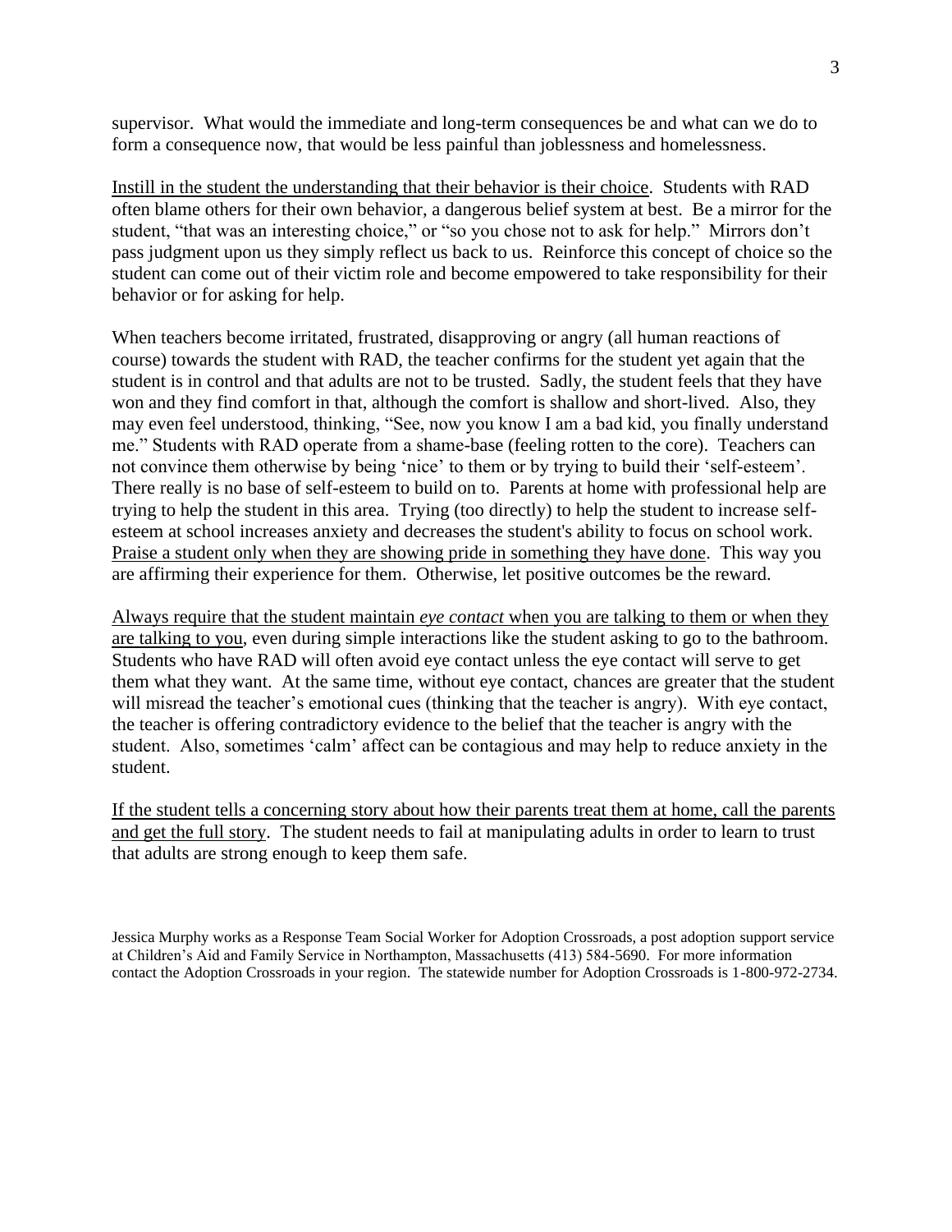supervisor. What would the immediate and long-term consequences be and what can we do to form a consequence now, that would be less painful than joblessness and homelessness.

<u>Instill in the student the understanding that their behavior is their choice</u>. Students with RAD often blame others for their own behavior, a dangerous belief system at best. Be a mirror for the student, "that was an interesting choice," or "so you chose not to ask for help." Mirrors don't pass judgment upon us they simply reflect us back to us. Reinforce this concept of choice so the student can come out of their victim role and become empowered to take responsibility for their behavior or for asking for help.

When teachers become irritated, frustrated, disapproving or angry (all human reactions of course) towards the student with RAD, the teacher confirms for the student yet again that the student is in control and that adults are not to be trusted. Sadly, the student feels that they have won and they find comfort in that, although the comfort is shallow and short-lived. Also, they may even feel understood, thinking, "See, now you know I am a bad kid, you finally understand me." Students with RAD operate from a shame-base (feeling rotten to the core). Teachers can not convince them otherwise by being 'nice' to them or by trying to build their 'self-esteem'. There really is no base of self-esteem to build on to. Parents at home with professional help are trying to help the student in this area. Trying (too directly) to help the student to increase self-esteem at school increases anxiety and decreases the student's ability to focus on school work. <u>Praise a student only when they are showing pride in something they have done</u>. This way you are affirming their experience for them. Otherwise, let positive outcomes be the reward.

<u>Always require that the student maintain *eye contact* when you are talking to them or when they are talking to you</u>, even during simple interactions like the student asking to go to the bathroom. Students who have RAD will often avoid eye contact unless the eye contact will serve to get them what they want. At the same time, without eye contact, chances are greater that the student will misread the teacher's emotional cues (thinking that the teacher is angry). With eye contact, the teacher is offering contradictory evidence to the belief that the teacher is angry with the student. Also, sometimes 'calm' affect can be contagious and may help to reduce anxiety in the student.

<u>If the student tells a concerning story about how their parents treat them at home, call the parents and get the full story</u>. The student needs to fail at manipulating adults in order to learn to trust that adults are strong enough to keep them safe.

Jessica Murphy works as a Response Team Social Worker for Adoption Crossroads, a post adoption support service at Children's Aid and Family Service in Northampton, Massachusetts (413) 584-5690. For more information contact the Adoption Crossroads in your region. The statewide number for Adoption Crossroads is 1-800-972-2734.